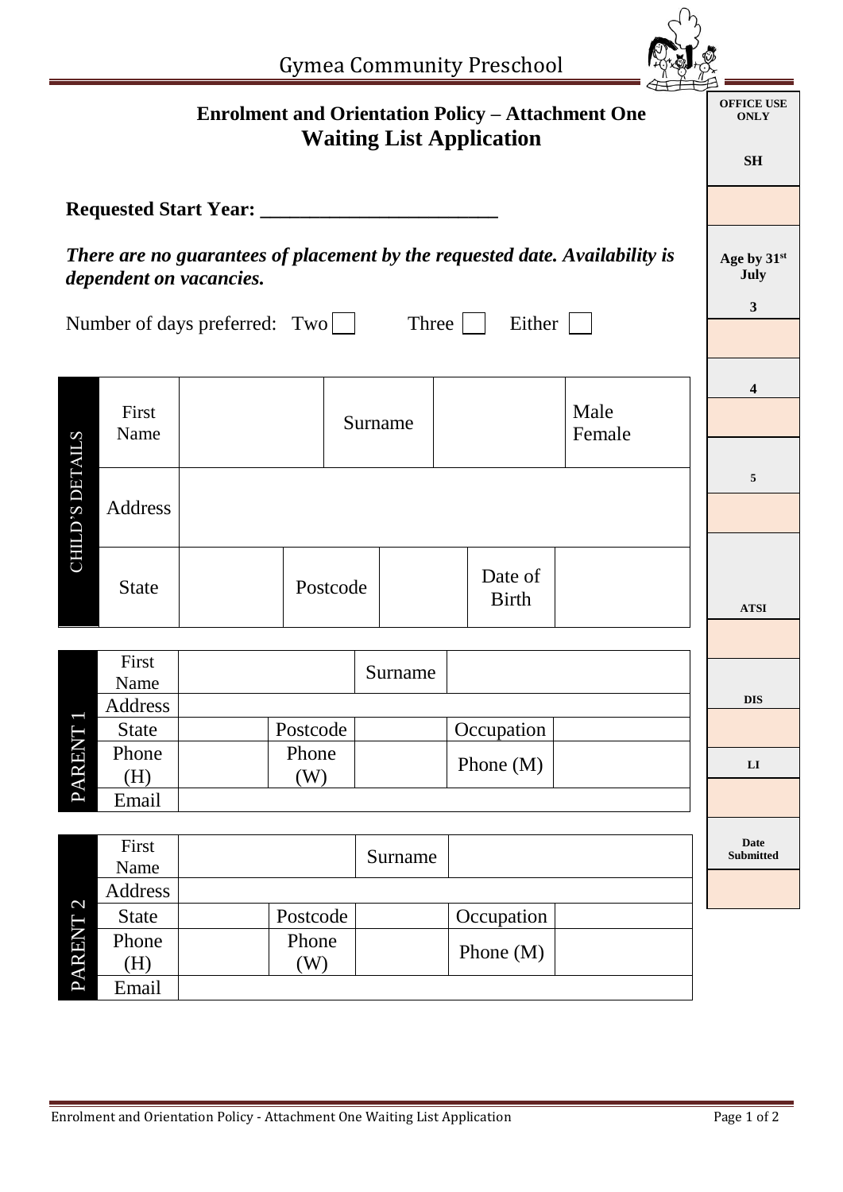Gymea Community Preschool

## Enrolment and Orientation Policy – Attachment One
## Waiting List Application

**Requested Start Year: ______________________**

***There are no guarantees of placement by the requested date. Availability is dependent on vacancies.***

Number of days preferred: Two ☐ Three ☐ Either ☐

| CHILD'S DETAILS | | | | | | |
|---|---|---|---|---|---|---|
| First Name | | Surname | | Male Female | | |
| Address | | | | | | |
| State | | Postcode | | Date of Birth | | |

| PARENT 1 | | | | | |
|---|---|---|---|---|---|
| First Name | | Surname | | | |
| Address | | | | | |
| State | | Postcode | | Occupation | |
| Phone (H) | | Phone (W) | | Phone (M) | |
| Email | | | | | |

| PARENT 2 | | | | | |
|---|---|---|---|---|---|
| First Name | | Surname | | | |
| Address | | | | | |
| State | | Postcode | | Occupation | |
| Phone (H) | | Phone (W) | | Phone (M) | |
| Email | | | | | |

| OFFICE USE ONLY |
|---|
| SH |
| |
| Age by 31st July |
| 3 |
| |
| 4 |
| |
| 5 |
| |
| ATSI |
| |
| DIS |
| |
| LI |
| |
| Date Submitted |
| |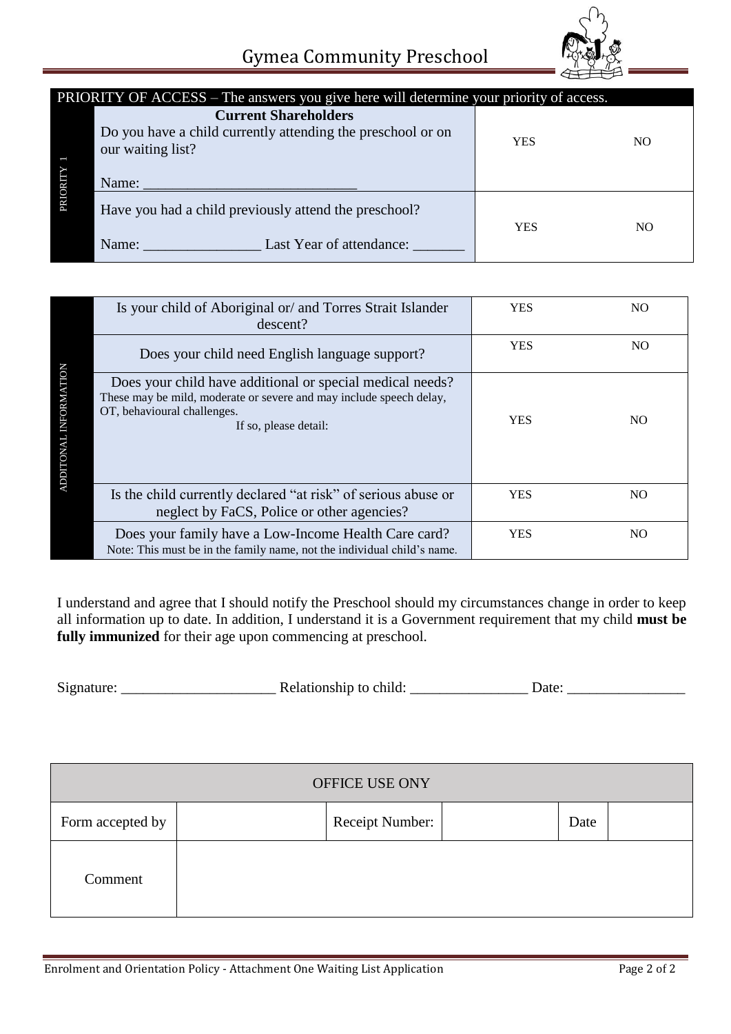| PRIORITY OF ACCESS – The answers you give here will determine your priority of access. | | | |
|---|---|---|---|
| PRIORITY 1 | **Current Shareholders**<br>Do you have a child currently attending the preschool or on our waiting list?<br><br>Name: ____________________________ | YES | NO |
| | Have you had a child previously attend the preschool?<br><br>Name: ________________ Last Year of attendance: _______ | YES | NO |

| | | | |
|---|---|---|---|
| ADDITONAL INFORMATION | Is your child of Aboriginal or/ and Torres Strait Islander descent? | YES | NO |
| | Does your child need English language support? | YES | NO |
| | Does your child have additional or special medical needs?<br>These may be mild, moderate or severe and may include speech delay, OT, behavioural challenges.<br>If so, please detail: | YES | NO |
| | Is the child currently declared "at risk" of serious abuse or neglect by FaCS, Police or other agencies? | YES | NO |
| | Does your family have a Low-Income Health Care card?<br>Note: This must be in the family name, not the individual child's name. | YES | NO |

I understand and agree that I should notify the Preschool should my circumstances change in order to keep all information up to date. In addition, I understand it is a Government requirement that my child **must be fully immunized** for their age upon commencing at preschool.

Signature: _____________________ Relationship to child: ________________ Date: ________________

| OFFICE USE ONY | | | | | |
|---|---|---|---|---|---|
| Form accepted by | | Receipt Number: | | Date | |
| Comment | | | | | |